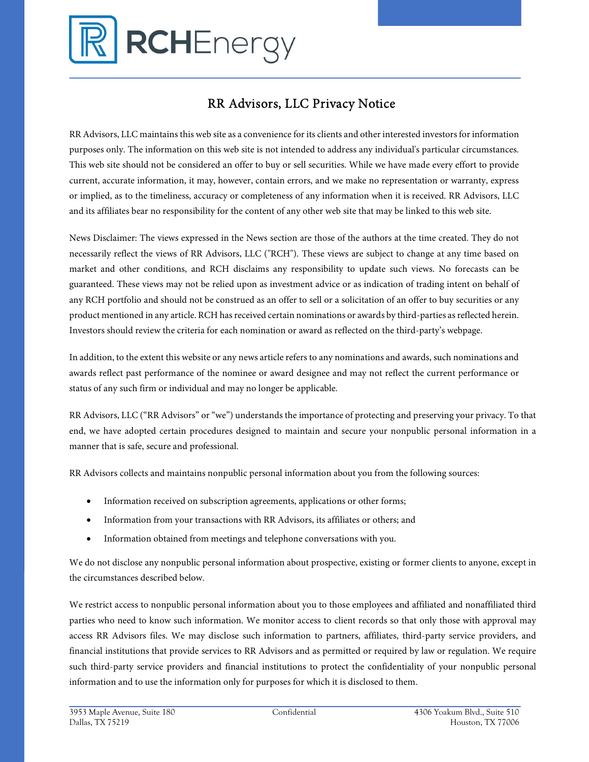# RR Advisors, LLC Privacy Notice

RR Advisors, LLC maintains this web site as a convenience for its clients and other interested investors for information purposes only. The information on this web site is not intended to address any individual's particular circumstances. This web site should not be considered an offer to buy or sell securities. While we have made every effort to provide current, accurate information, it may, however, contain errors, and we make no representation or warranty, express or implied, as to the timeliness, accuracy or completeness of any information when it is received. RR Advisors, LLC and its affiliates bear no responsibility for the content of any other web site that may be linked to this web site.

News Disclaimer: The views expressed in the News section are those of the authors at the time created. They do not necessarily reflect the views of RR Advisors, LLC ("RCH"). These views are subject to change at any time based on market and other conditions, and RCH disclaims any responsibility to update such views. No forecasts can be guaranteed. These views may not be relied upon as investment advice or as indication of trading intent on behalf of any RCH portfolio and should not be construed as an offer to sell or a solicitation of an offer to buy securities or any product mentioned in any article. RCH has received certain nominations or awards by third-parties as reflected herein. Investors should review the criteria for each nomination or award as reflected on the third-party's webpage.

In addition, to the extent this website or any news article refers to any nominations and awards, such nominations and awards reflect past performance of the nominee or award designee and may not reflect the current performance or status of any such firm or individual and may no longer be applicable.

RR Advisors, LLC ("RR Advisors" or "we") understands the importance of protecting and preserving your privacy. To that end, we have adopted certain procedures designed to maintain and secure your nonpublic personal information in a manner that is safe, secure and professional.

RR Advisors collects and maintains nonpublic personal information about you from the following sources:

- Information received on subscription agreements, applications or other forms;
- Information from your transactions with RR Advisors, its affiliates or others; and
- Information obtained from meetings and telephone conversations with you.

We do not disclose any nonpublic personal information about prospective, existing or former clients to anyone, except in the circumstances described below.

We restrict access to nonpublic personal information about you to those employees and affiliated and nonaffiliated third parties who need to know such information. We monitor access to client records so that only those with approval may access RR Advisors files. We may disclose such information to partners, affiliates, third-party service providers, and financial institutions that provide services to RR Advisors and as permitted or required by law or regulation. We require such third-party service providers and financial institutions to protect the confidentiality of your nonpublic personal information and to use the information only for purposes for which it is disclosed to them.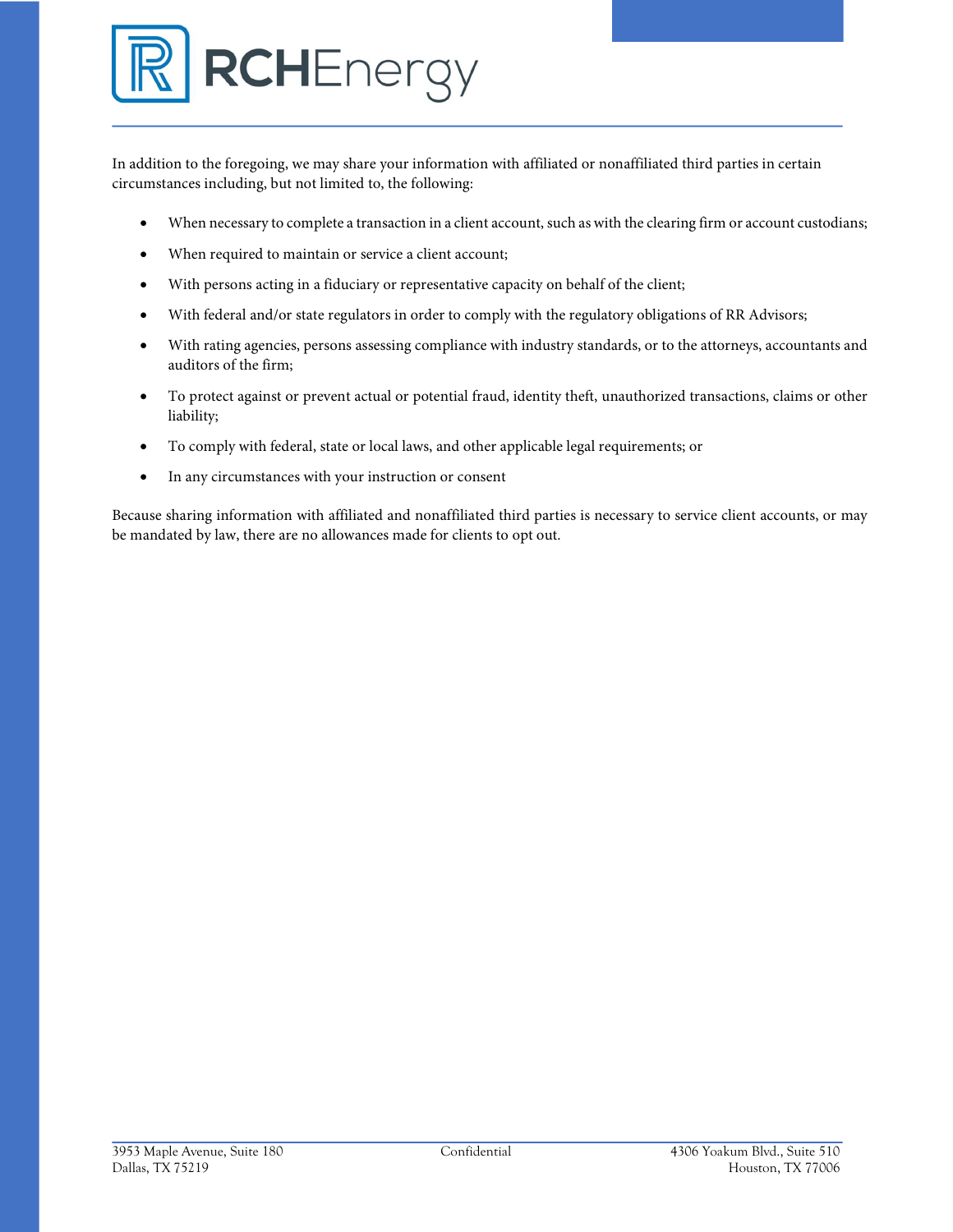In addition to the foregoing, we may share your information with affiliated or nonaffiliated third parties in certain circumstances including, but not limited to, the following:

- When necessary to complete a transaction in a client account, such as with the clearing firm or account custodians;
- When required to maintain or service a client account;
- With persons acting in a fiduciary or representative capacity on behalf of the client;
- With federal and/or state regulators in order to comply with the regulatory obligations of RR Advisors;
- With rating agencies, persons assessing compliance with industry standards, or to the attorneys, accountants and auditors of the firm;
- To protect against or prevent actual or potential fraud, identity theft, unauthorized transactions, claims or other liability;
- To comply with federal, state or local laws, and other applicable legal requirements; or
- In any circumstances with your instruction or consent

Because sharing information with affiliated and nonaffiliated third parties is necessary to service client accounts, or may be mandated by law, there are no allowances made for clients to opt out.